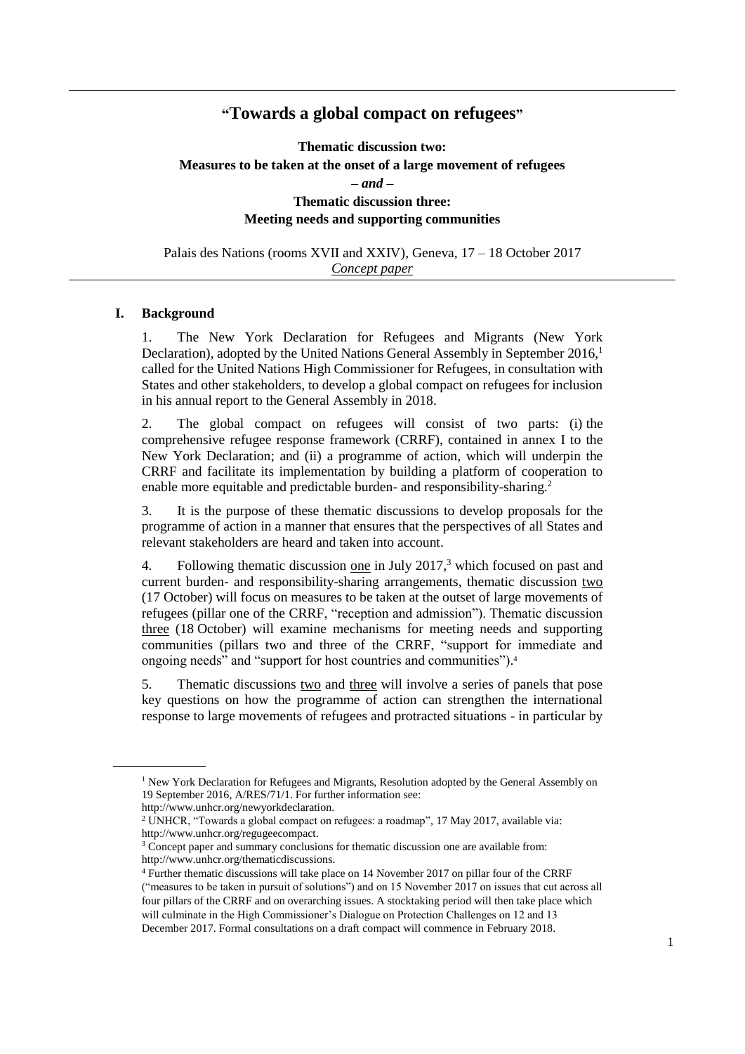# "Towards a global compact on refugees"

**Thematic discussion two:**
**Measures to be taken at the onset of a large movement of refugees**
***– and –***
**Thematic discussion three:**
**Meeting needs and supporting communities**

Palais des Nations (rooms XVII and XXIV), Geneva, 17 – 18 October 2017
*Concept paper*

## I. Background

1. The New York Declaration for Refugees and Migrants (New York Declaration), adopted by the United Nations General Assembly in September 2016,[1] called for the United Nations High Commissioner for Refugees, in consultation with States and other stakeholders, to develop a global compact on refugees for inclusion in his annual report to the General Assembly in 2018.

2. The global compact on refugees will consist of two parts: (i) the comprehensive refugee response framework (CRRF), contained in annex I to the New York Declaration; and (ii) a programme of action, which will underpin the CRRF and facilitate its implementation by building a platform of cooperation to enable more equitable and predictable burden- and responsibility-sharing.[2]

3. It is the purpose of these thematic discussions to develop proposals for the programme of action in a manner that ensures that the perspectives of all States and relevant stakeholders are heard and taken into account.

4. Following thematic discussion one in July 2017,[3] which focused on past and current burden- and responsibility-sharing arrangements, thematic discussion two (17 October) will focus on measures to be taken at the outset of large movements of refugees (pillar one of the CRRF, "reception and admission"). Thematic discussion three (18 October) will examine mechanisms for meeting needs and supporting communities (pillars two and three of the CRRF, "support for immediate and ongoing needs" and "support for host countries and communities").[4]

5. Thematic discussions two and three will involve a series of panels that pose key questions on how the programme of action can strengthen the international response to large movements of refugees and protracted situations - in particular by

---

[1] New York Declaration for Refugees and Migrants, Resolution adopted by the General Assembly on 19 September 2016, A/RES/71/1. For further information see: http://www.unhcr.org/newyorkdeclaration.

[2] UNHCR, "Towards a global compact on refugees: a roadmap", 17 May 2017, available via: http://www.unhcr.org/regugeecompact.

[3] Concept paper and summary conclusions for thematic discussion one are available from: http://www.unhcr.org/thematicdiscussions.

[4] Further thematic discussions will take place on 14 November 2017 on pillar four of the CRRF ("measures to be taken in pursuit of solutions") and on 15 November 2017 on issues that cut across all four pillars of the CRRF and on overarching issues. A stocktaking period will then take place which will culminate in the High Commissioner's Dialogue on Protection Challenges on 12 and 13 December 2017. Formal consultations on a draft compact will commence in February 2018.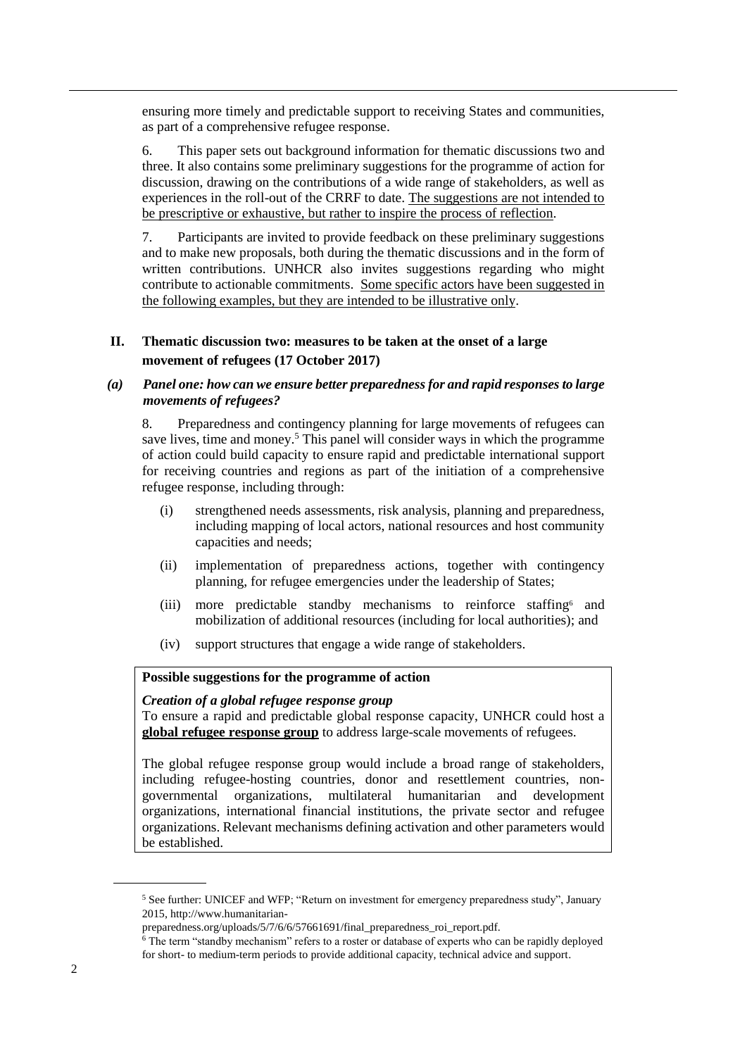ensuring more timely and predictable support to receiving States and communities, as part of a comprehensive refugee response.

6. This paper sets out background information for thematic discussions two and three. It also contains some preliminary suggestions for the programme of action for discussion, drawing on the contributions of a wide range of stakeholders, as well as experiences in the roll-out of the CRRF to date. <u>The suggestions are not intended to be prescriptive or exhaustive, but rather to inspire the process of reflection</u>.

7. Participants are invited to provide feedback on these preliminary suggestions and to make new proposals, both during the thematic discussions and in the form of written contributions. UNHCR also invites suggestions regarding who might contribute to actionable commitments. <u>Some specific actors have been suggested in the following examples, but they are intended to be illustrative only</u>.

## II. Thematic discussion two: measures to be taken at the onset of a large movement of refugees (17 October 2017)

### *(a) Panel one: how can we ensure better preparedness for and rapid responses to large movements of refugees?*

8. Preparedness and contingency planning for large movements of refugees can save lives, time and money.[5] This panel will consider ways in which the programme of action could build capacity to ensure rapid and predictable international support for receiving countries and regions as part of the initiation of a comprehensive refugee response, including through:

(i) strengthened needs assessments, risk analysis, planning and preparedness, including mapping of local actors, national resources and host community capacities and needs;

(ii) implementation of preparedness actions, together with contingency planning, for refugee emergencies under the leadership of States;

(iii) more predictable standby mechanisms to reinforce staffing[6] and mobilization of additional resources (including for local authorities); and

(iv) support structures that engage a wide range of stakeholders.

**Possible suggestions for the programme of action**

***Creation of a global refugee response group***

To ensure a rapid and predictable global response capacity, UNHCR could host a <u>**global refugee response group**</u> to address large-scale movements of refugees.

The global refugee response group would include a broad range of stakeholders, including refugee-hosting countries, donor and resettlement countries, non-governmental organizations, multilateral humanitarian and development organizations, international financial institutions, the private sector and refugee organizations. Relevant mechanisms defining activation and other parameters would be established.

---

[5] See further: UNICEF and WFP; "Return on investment for emergency preparedness study", January 2015, http://www.humanitarian-preparedness.org/uploads/5/7/6/6/57661691/final_preparedness_roi_report.pdf.

[6] The term "standby mechanism" refers to a roster or database of experts who can be rapidly deployed for short- to medium-term periods to provide additional capacity, technical advice and support.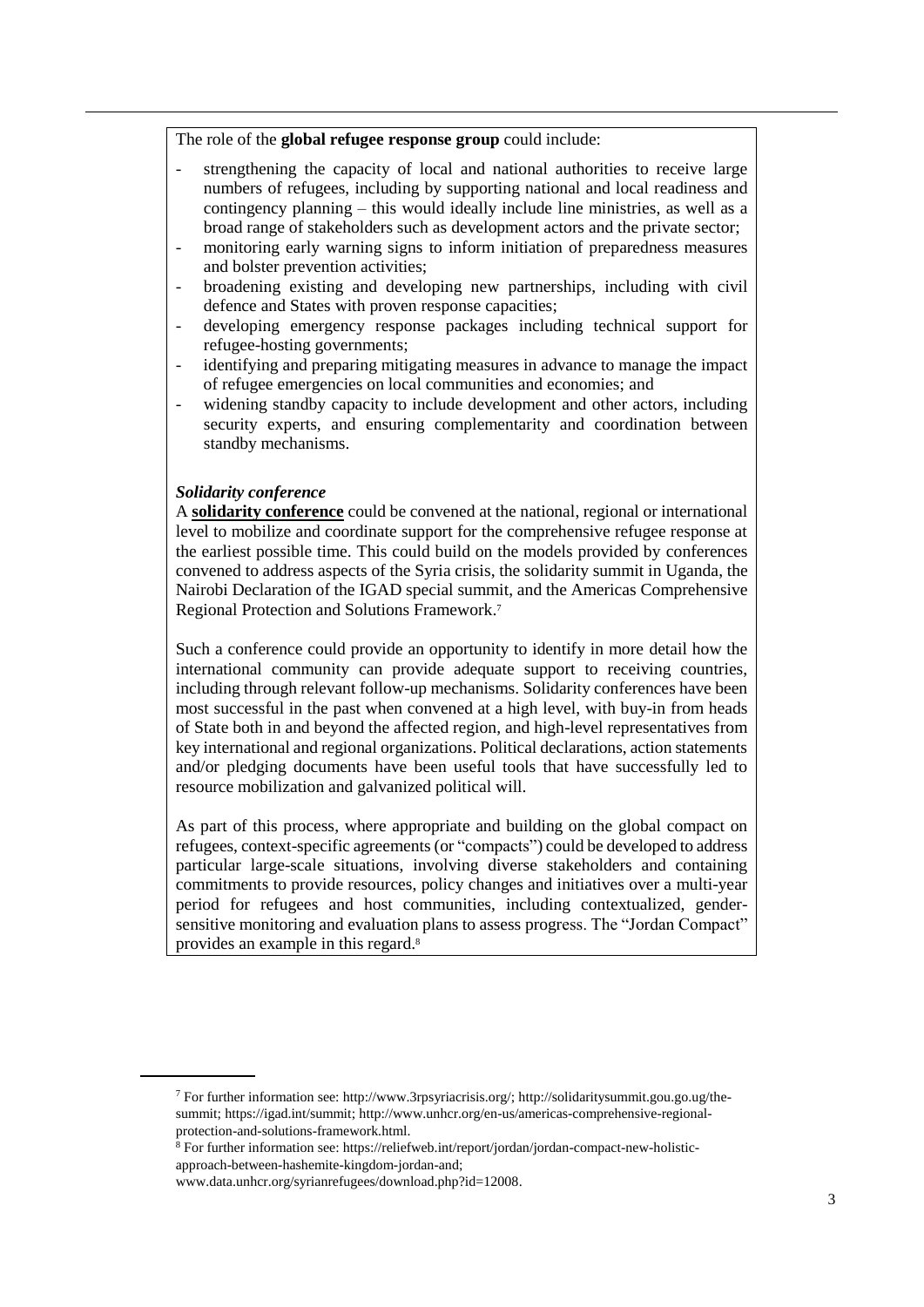The role of the **global refugee response group** could include:

- strengthening the capacity of local and national authorities to receive large numbers of refugees, including by supporting national and local readiness and contingency planning – this would ideally include line ministries, as well as a broad range of stakeholders such as development actors and the private sector;
- monitoring early warning signs to inform initiation of preparedness measures and bolster prevention activities;
- broadening existing and developing new partnerships, including with civil defence and States with proven response capacities;
- developing emergency response packages including technical support for refugee-hosting governments;
- identifying and preparing mitigating measures in advance to manage the impact of refugee emergencies on local communities and economies; and
- widening standby capacity to include development and other actors, including security experts, and ensuring complementarity and coordination between standby mechanisms.

***Solidarity conference***

A **solidarity conference** could be convened at the national, regional or international level to mobilize and coordinate support for the comprehensive refugee response at the earliest possible time. This could build on the models provided by conferences convened to address aspects of the Syria crisis, the solidarity summit in Uganda, the Nairobi Declaration of the IGAD special summit, and the Americas Comprehensive Regional Protection and Solutions Framework.[7]

Such a conference could provide an opportunity to identify in more detail how the international community can provide adequate support to receiving countries, including through relevant follow-up mechanisms. Solidarity conferences have been most successful in the past when convened at a high level, with buy-in from heads of State both in and beyond the affected region, and high-level representatives from key international and regional organizations. Political declarations, action statements and/or pledging documents have been useful tools that have successfully led to resource mobilization and galvanized political will.

As part of this process, where appropriate and building on the global compact on refugees, context-specific agreements (or "compacts") could be developed to address particular large-scale situations, involving diverse stakeholders and containing commitments to provide resources, policy changes and initiatives over a multi-year period for refugees and host communities, including contextualized, gender-sensitive monitoring and evaluation plans to assess progress. The "Jordan Compact" provides an example in this regard.[8]

---

[7] For further information see: http://www.3rpsyriacrisis.org/; http://solidaritysummit.gou.go.ug/the-summit; https://igad.int/summit; http://www.unhcr.org/en-us/americas-comprehensive-regional-protection-and-solutions-framework.html.

[8] For further information see: https://reliefweb.int/report/jordan/jordan-compact-new-holistic-approach-between-hashemite-kingdom-jordan-and; www.data.unhcr.org/syrianrefugees/download.php?id=12008.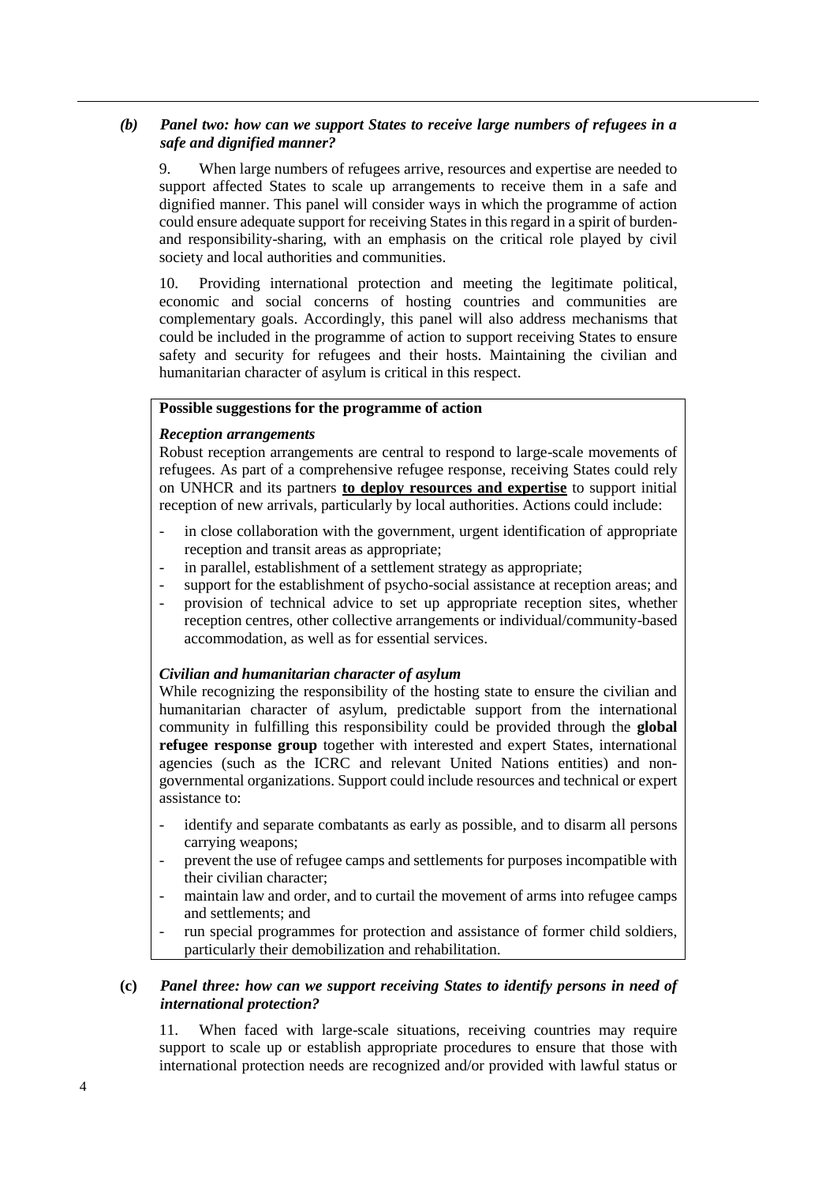### *(b) Panel two: how can we support States to receive large numbers of refugees in a safe and dignified manner?*

9. When large numbers of refugees arrive, resources and expertise are needed to support affected States to scale up arrangements to receive them in a safe and dignified manner. This panel will consider ways in which the programme of action could ensure adequate support for receiving States in this regard in a spirit of burden- and responsibility-sharing, with an emphasis on the critical role played by civil society and local authorities and communities.

10. Providing international protection and meeting the legitimate political, economic and social concerns of hosting countries and communities are complementary goals. Accordingly, this panel will also address mechanisms that could be included in the programme of action to support receiving States to ensure safety and security for refugees and their hosts. Maintaining the civilian and humanitarian character of asylum is critical in this respect.

**Possible suggestions for the programme of action**

***Reception arrangements***

Robust reception arrangements are central to respond to large-scale movements of refugees. As part of a comprehensive refugee response, receiving States could rely on UNHCR and its partners **to deploy resources and expertise** to support initial reception of new arrivals, particularly by local authorities. Actions could include:

- in close collaboration with the government, urgent identification of appropriate reception and transit areas as appropriate;
- in parallel, establishment of a settlement strategy as appropriate;
- support for the establishment of psycho-social assistance at reception areas; and
- provision of technical advice to set up appropriate reception sites, whether reception centres, other collective arrangements or individual/community-based accommodation, as well as for essential services.

***Civilian and humanitarian character of asylum***

While recognizing the responsibility of the hosting state to ensure the civilian and humanitarian character of asylum, predictable support from the international community in fulfilling this responsibility could be provided through the **global refugee response group** together with interested and expert States, international agencies (such as the ICRC and relevant United Nations entities) and non-governmental organizations. Support could include resources and technical or expert assistance to:

- identify and separate combatants as early as possible, and to disarm all persons carrying weapons;
- prevent the use of refugee camps and settlements for purposes incompatible with their civilian character;
- maintain law and order, and to curtail the movement of arms into refugee camps and settlements; and
- run special programmes for protection and assistance of former child soldiers, particularly their demobilization and rehabilitation.

### (c) *Panel three: how can we support receiving States to identify persons in need of international protection?*

11. When faced with large-scale situations, receiving countries may require support to scale up or establish appropriate procedures to ensure that those with international protection needs are recognized and/or provided with lawful status or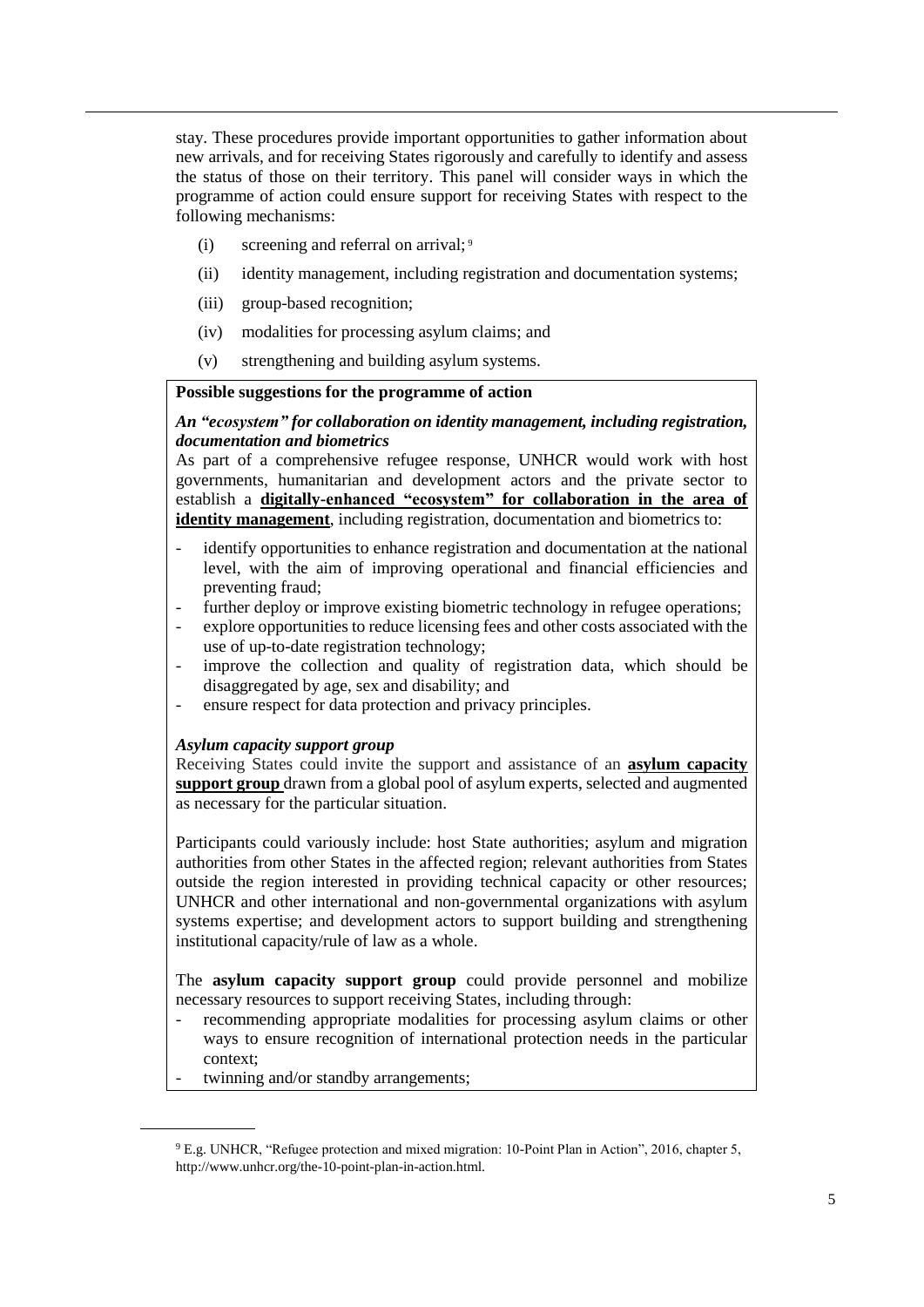stay. These procedures provide important opportunities to gather information about new arrivals, and for receiving States rigorously and carefully to identify and assess the status of those on their territory. This panel will consider ways in which the programme of action could ensure support for receiving States with respect to the following mechanisms:

(i) screening and referral on arrival; [9]

(ii) identity management, including registration and documentation systems;

(iii) group-based recognition;

(iv) modalities for processing asylum claims; and

(v) strengthening and building asylum systems.

**Possible suggestions for the programme of action**

***An "ecosystem" for collaboration on identity management, including registration, documentation and biometrics***

As part of a comprehensive refugee response, UNHCR would work with host governments, humanitarian and development actors and the private sector to establish a **digitally-enhanced "ecosystem" for collaboration in the area of identity management**, including registration, documentation and biometrics to:

- identify opportunities to enhance registration and documentation at the national level, with the aim of improving operational and financial efficiencies and preventing fraud;
- further deploy or improve existing biometric technology in refugee operations;
- explore opportunities to reduce licensing fees and other costs associated with the use of up-to-date registration technology;
- improve the collection and quality of registration data, which should be disaggregated by age, sex and disability; and
- ensure respect for data protection and privacy principles.

***Asylum capacity support group***

Receiving States could invite the support and assistance of an **asylum capacity support group** drawn from a global pool of asylum experts, selected and augmented as necessary for the particular situation.

Participants could variously include: host State authorities; asylum and migration authorities from other States in the affected region; relevant authorities from States outside the region interested in providing technical capacity or other resources; UNHCR and other international and non-governmental organizations with asylum systems expertise; and development actors to support building and strengthening institutional capacity/rule of law as a whole.

The **asylum capacity support group** could provide personnel and mobilize necessary resources to support receiving States, including through:

- recommending appropriate modalities for processing asylum claims or other ways to ensure recognition of international protection needs in the particular context;
- twinning and/or standby arrangements;

[9] E.g. UNHCR, "Refugee protection and mixed migration: 10-Point Plan in Action", 2016, chapter 5, http://www.unhcr.org/the-10-point-plan-in-action.html.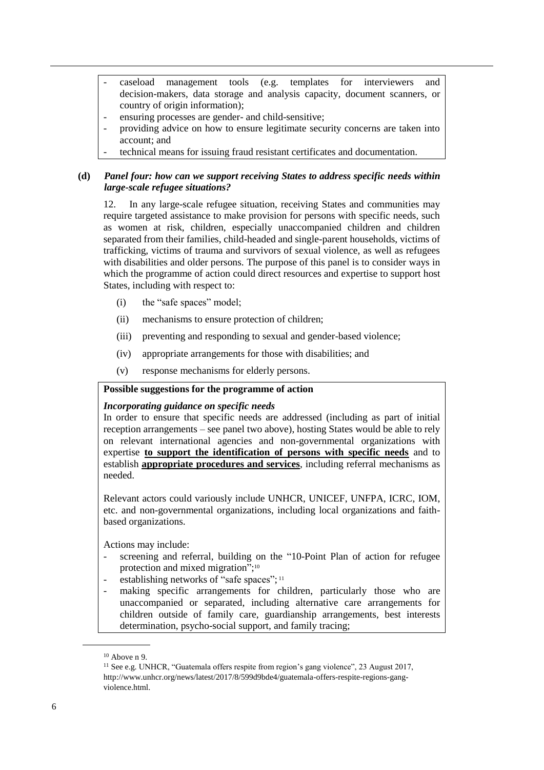- caseload management tools (e.g. templates for interviewers and decision-makers, data storage and analysis capacity, document scanners, or country of origin information);
- ensuring processes are gender- and child-sensitive;
- providing advice on how to ensure legitimate security concerns are taken into account; and
- technical means for issuing fraud resistant certificates and documentation.

**(d)** ***Panel four: how can we support receiving States to address specific needs within large-scale refugee situations?***

12. In any large-scale refugee situation, receiving States and communities may require targeted assistance to make provision for persons with specific needs, such as women at risk, children, especially unaccompanied children and children separated from their families, child-headed and single-parent households, victims of trafficking, victims of trauma and survivors of sexual violence, as well as refugees with disabilities and older persons. The purpose of this panel is to consider ways in which the programme of action could direct resources and expertise to support host States, including with respect to:

(i) the "safe spaces" model;

(ii) mechanisms to ensure protection of children;

(iii) preventing and responding to sexual and gender-based violence;

(iv) appropriate arrangements for those with disabilities; and

(v) response mechanisms for elderly persons.

**Possible suggestions for the programme of action**

***Incorporating guidance on specific needs***

In order to ensure that specific needs are addressed (including as part of initial reception arrangements – see panel two above), hosting States would be able to rely on relevant international agencies and non-governmental organizations with expertise **to support the identification of persons with specific needs** and to establish **appropriate procedures and services**, including referral mechanisms as needed.

Relevant actors could variously include UNHCR, UNICEF, UNFPA, ICRC, IOM, etc. and non-governmental organizations, including local organizations and faith-based organizations.

Actions may include:

- screening and referral, building on the "10-Point Plan of action for refugee protection and mixed migration";[10]
- establishing networks of "safe spaces";[11]
- making specific arrangements for children, particularly those who are unaccompanied or separated, including alternative care arrangements for children outside of family care, guardianship arrangements, best interests determination, psycho-social support, and family tracing;

---

[10] Above n 9.

[11] See e.g. UNHCR, "Guatemala offers respite from region's gang violence", 23 August 2017, http://www.unhcr.org/news/latest/2017/8/599d9bde4/guatemala-offers-respite-regions-gang-violence.html.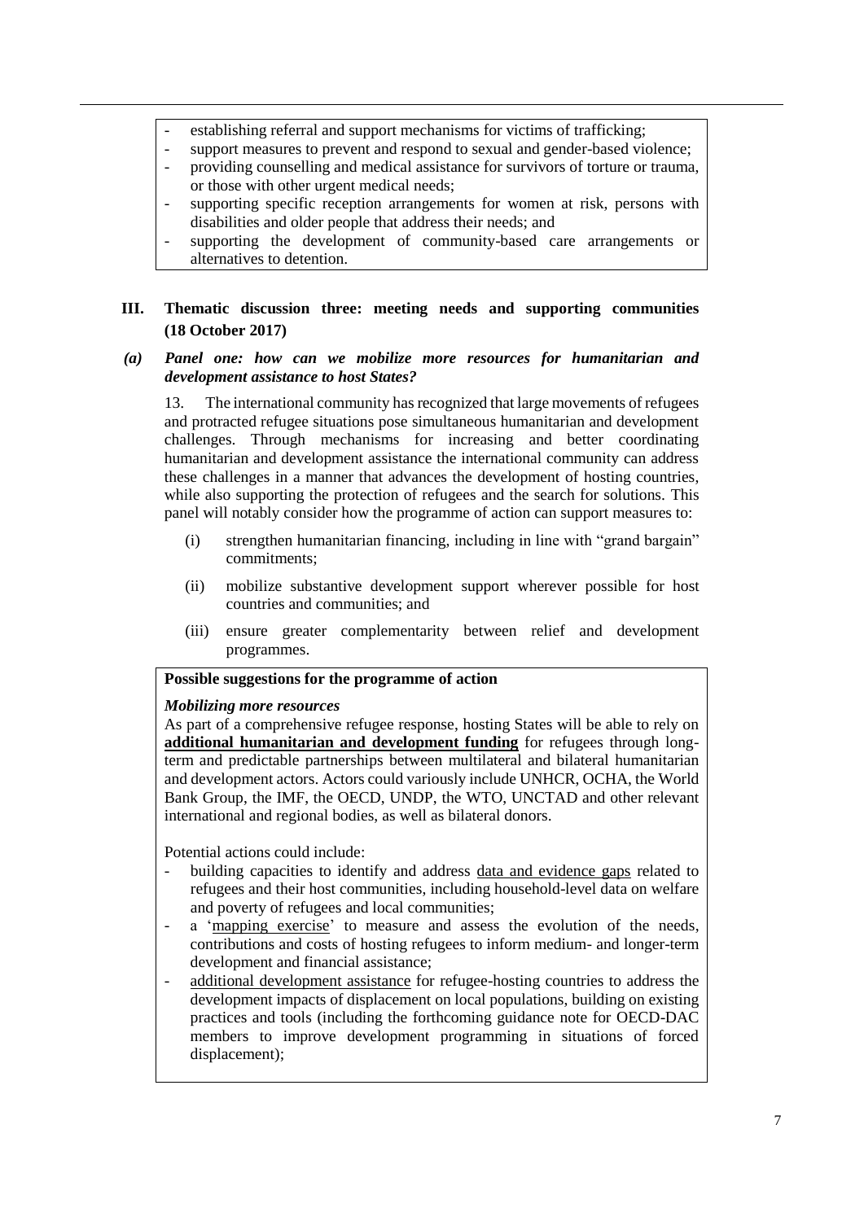- establishing referral and support mechanisms for victims of trafficking;
- support measures to prevent and respond to sexual and gender-based violence;
- providing counselling and medical assistance for survivors of torture or trauma, or those with other urgent medical needs;
- supporting specific reception arrangements for women at risk, persons with disabilities and older people that address their needs; and
- supporting the development of community-based care arrangements or alternatives to detention.

## III. Thematic discussion three: meeting needs and supporting communities (18 October 2017)

### *(a) Panel one: how can we mobilize more resources for humanitarian and development assistance to host States?*

13. The international community has recognized that large movements of refugees and protracted refugee situations pose simultaneous humanitarian and development challenges. Through mechanisms for increasing and better coordinating humanitarian and development assistance the international community can address these challenges in a manner that advances the development of hosting countries, while also supporting the protection of refugees and the search for solutions. This panel will notably consider how the programme of action can support measures to:

(i) strengthen humanitarian financing, including in line with "grand bargain" commitments;

(ii) mobilize substantive development support wherever possible for host countries and communities; and

(iii) ensure greater complementarity between relief and development programmes.

**Possible suggestions for the programme of action**

***Mobilizing more resources***

As part of a comprehensive refugee response, hosting States will be able to rely on **additional humanitarian and development funding** for refugees through long-term and predictable partnerships between multilateral and bilateral humanitarian and development actors. Actors could variously include UNHCR, OCHA, the World Bank Group, the IMF, the OECD, UNDP, the WTO, UNCTAD and other relevant international and regional bodies, as well as bilateral donors.

Potential actions could include:

- building capacities to identify and address data and evidence gaps related to refugees and their host communities, including household-level data on welfare and poverty of refugees and local communities;
- a 'mapping exercise' to measure and assess the evolution of the needs, contributions and costs of hosting refugees to inform medium- and longer-term development and financial assistance;
- additional development assistance for refugee-hosting countries to address the development impacts of displacement on local populations, building on existing practices and tools (including the forthcoming guidance note for OECD-DAC members to improve development programming in situations of forced displacement);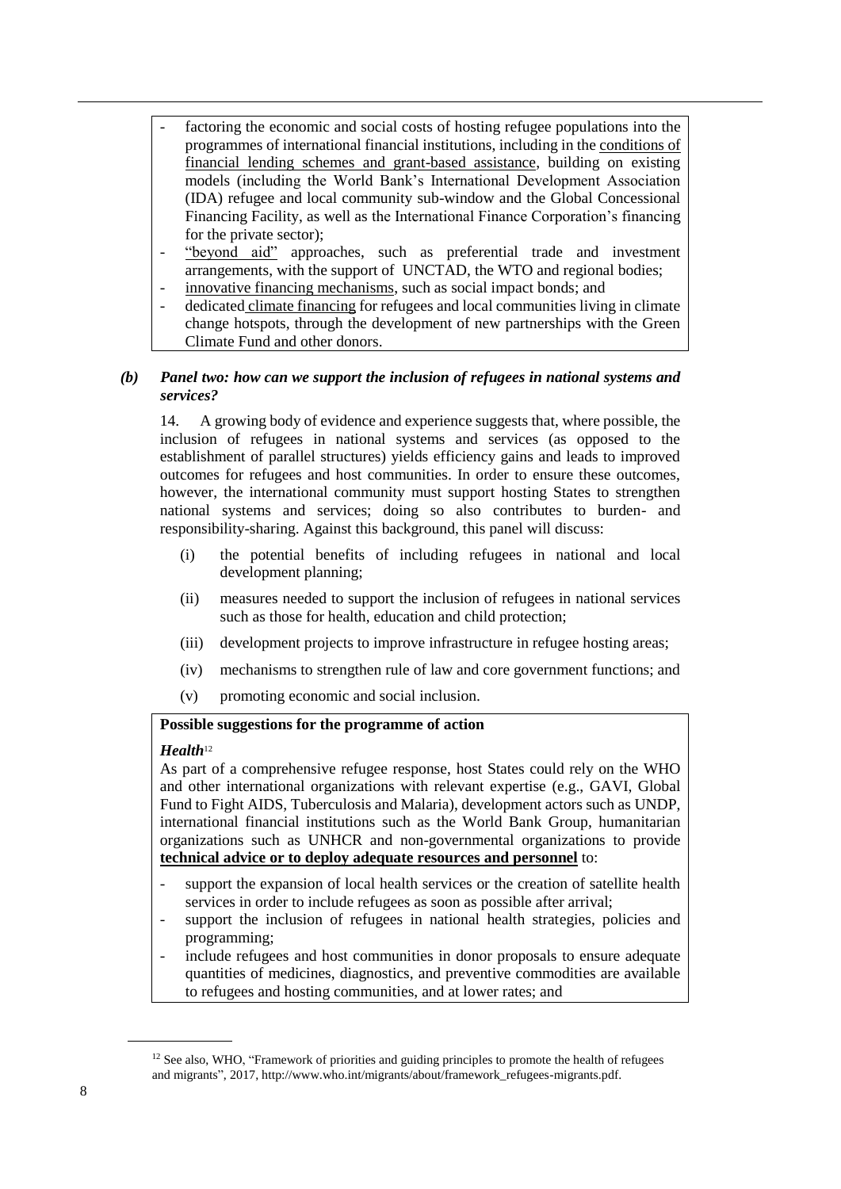- factoring the economic and social costs of hosting refugee populations into the programmes of international financial institutions, including in the conditions of financial lending schemes and grant-based assistance, building on existing models (including the World Bank's International Development Association (IDA) refugee and local community sub-window and the Global Concessional Financing Facility, as well as the International Finance Corporation's financing for the private sector);
- "beyond aid" approaches, such as preferential trade and investment arrangements, with the support of UNCTAD, the WTO and regional bodies;
- innovative financing mechanisms, such as social impact bonds; and
- dedicated climate financing for refugees and local communities living in climate change hotspots, through the development of new partnerships with the Green Climate Fund and other donors.

### *(b) Panel two: how can we support the inclusion of refugees in national systems and services?*

14. A growing body of evidence and experience suggests that, where possible, the inclusion of refugees in national systems and services (as opposed to the establishment of parallel structures) yields efficiency gains and leads to improved outcomes for refugees and host communities. In order to ensure these outcomes, however, the international community must support hosting States to strengthen national systems and services; doing so also contributes to burden- and responsibility-sharing. Against this background, this panel will discuss:

(i) the potential benefits of including refugees in national and local development planning;

(ii) measures needed to support the inclusion of refugees in national services such as those for health, education and child protection;

(iii) development projects to improve infrastructure in refugee hosting areas;

(iv) mechanisms to strengthen rule of law and core government functions; and

(v) promoting economic and social inclusion.

**Possible suggestions for the programme of action**

***Health***[12]

As part of a comprehensive refugee response, host States could rely on the WHO and other international organizations with relevant expertise (e.g., GAVI, Global Fund to Fight AIDS, Tuberculosis and Malaria), development actors such as UNDP, international financial institutions such as the World Bank Group, humanitarian organizations such as UNHCR and non-governmental organizations to provide **technical advice or to deploy adequate resources and personnel** to:

- support the expansion of local health services or the creation of satellite health services in order to include refugees as soon as possible after arrival;
- support the inclusion of refugees in national health strategies, policies and programming;
- include refugees and host communities in donor proposals to ensure adequate quantities of medicines, diagnostics, and preventive commodities are available to refugees and hosting communities, and at lower rates; and

[12] See also, WHO, "Framework of priorities and guiding principles to promote the health of refugees and migrants", 2017, http://www.who.int/migrants/about/framework_refugees-migrants.pdf.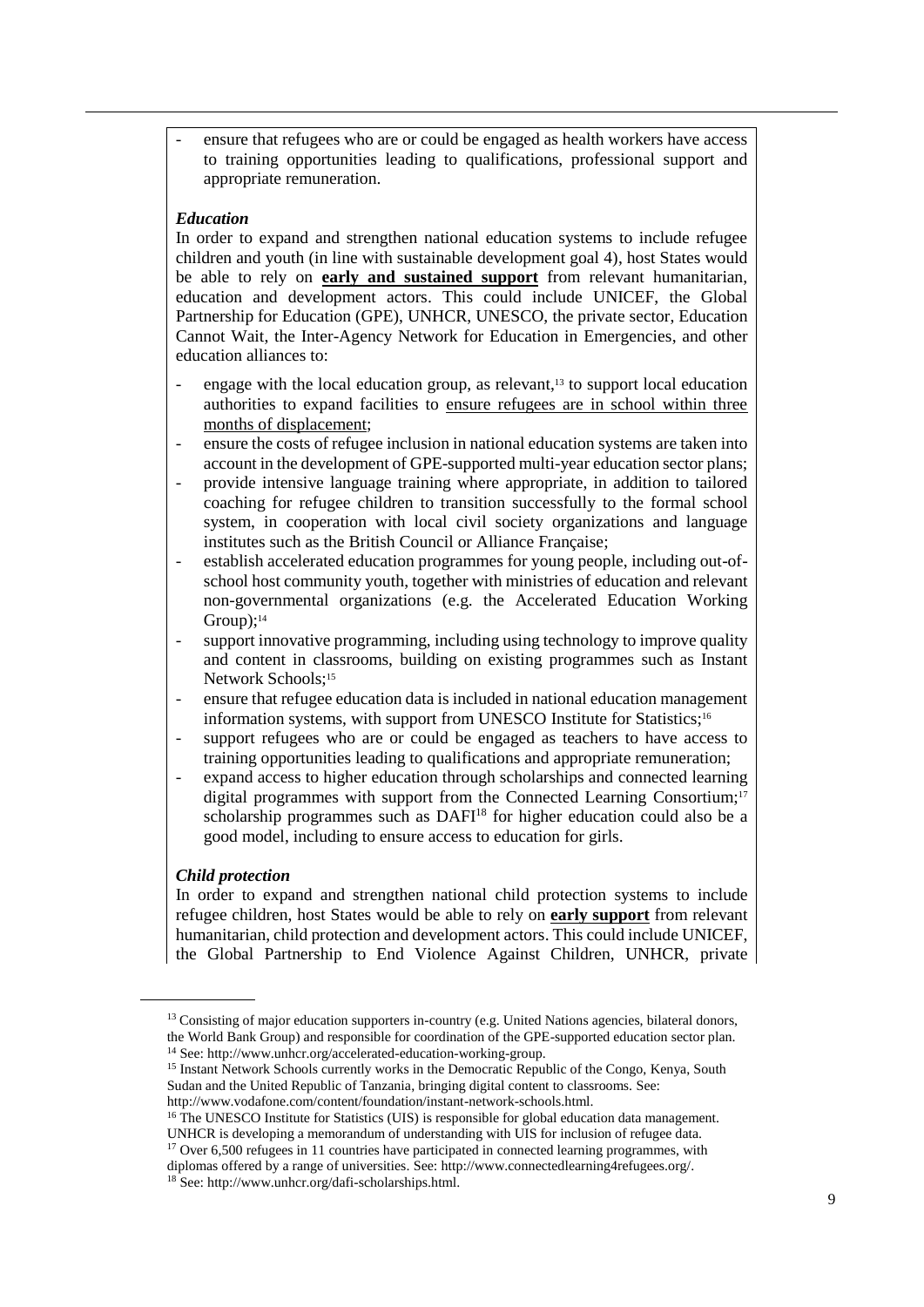- ensure that refugees who are or could be engaged as health workers have access to training opportunities leading to qualifications, professional support and appropriate remuneration.

***Education***

In order to expand and strengthen national education systems to include refugee children and youth (in line with sustainable development goal 4), host States would be able to rely on **early and sustained support** from relevant humanitarian, education and development actors. This could include UNICEF, the Global Partnership for Education (GPE), UNHCR, UNESCO, the private sector, Education Cannot Wait, the Inter-Agency Network for Education in Emergencies, and other education alliances to:

- engage with the local education group, as relevant,[13] to support local education authorities to expand facilities to ensure refugees are in school within three months of displacement;
- ensure the costs of refugee inclusion in national education systems are taken into account in the development of GPE-supported multi-year education sector plans;
- provide intensive language training where appropriate, in addition to tailored coaching for refugee children to transition successfully to the formal school system, in cooperation with local civil society organizations and language institutes such as the British Council or Alliance Française;
- establish accelerated education programmes for young people, including out-of-school host community youth, together with ministries of education and relevant non-governmental organizations (e.g. the Accelerated Education Working Group);[14]
- support innovative programming, including using technology to improve quality and content in classrooms, building on existing programmes such as Instant Network Schools;[15]
- ensure that refugee education data is included in national education management information systems, with support from UNESCO Institute for Statistics;[16]
- support refugees who are or could be engaged as teachers to have access to training opportunities leading to qualifications and appropriate remuneration;
- expand access to higher education through scholarships and connected learning digital programmes with support from the Connected Learning Consortium;[17] scholarship programmes such as DAFI[18] for higher education could also be a good model, including to ensure access to education for girls.

***Child protection***

In order to expand and strengthen national child protection systems to include refugee children, host States would be able to rely on **early support** from relevant humanitarian, child protection and development actors. This could include UNICEF, the Global Partnership to End Violence Against Children, UNHCR, private

[13] Consisting of major education supporters in-country (e.g. United Nations agencies, bilateral donors, the World Bank Group) and responsible for coordination of the GPE-supported education sector plan.

[14] See: http://www.unhcr.org/accelerated-education-working-group.

[15] Instant Network Schools currently works in the Democratic Republic of the Congo, Kenya, South Sudan and the United Republic of Tanzania, bringing digital content to classrooms. See: http://www.vodafone.com/content/foundation/instant-network-schools.html.

[16] The UNESCO Institute for Statistics (UIS) is responsible for global education data management. UNHCR is developing a memorandum of understanding with UIS for inclusion of refugee data.

[17] Over 6,500 refugees in 11 countries have participated in connected learning programmes, with diplomas offered by a range of universities. See: http://www.connectedlearning4refugees.org/.

[18] See: http://www.unhcr.org/dafi-scholarships.html.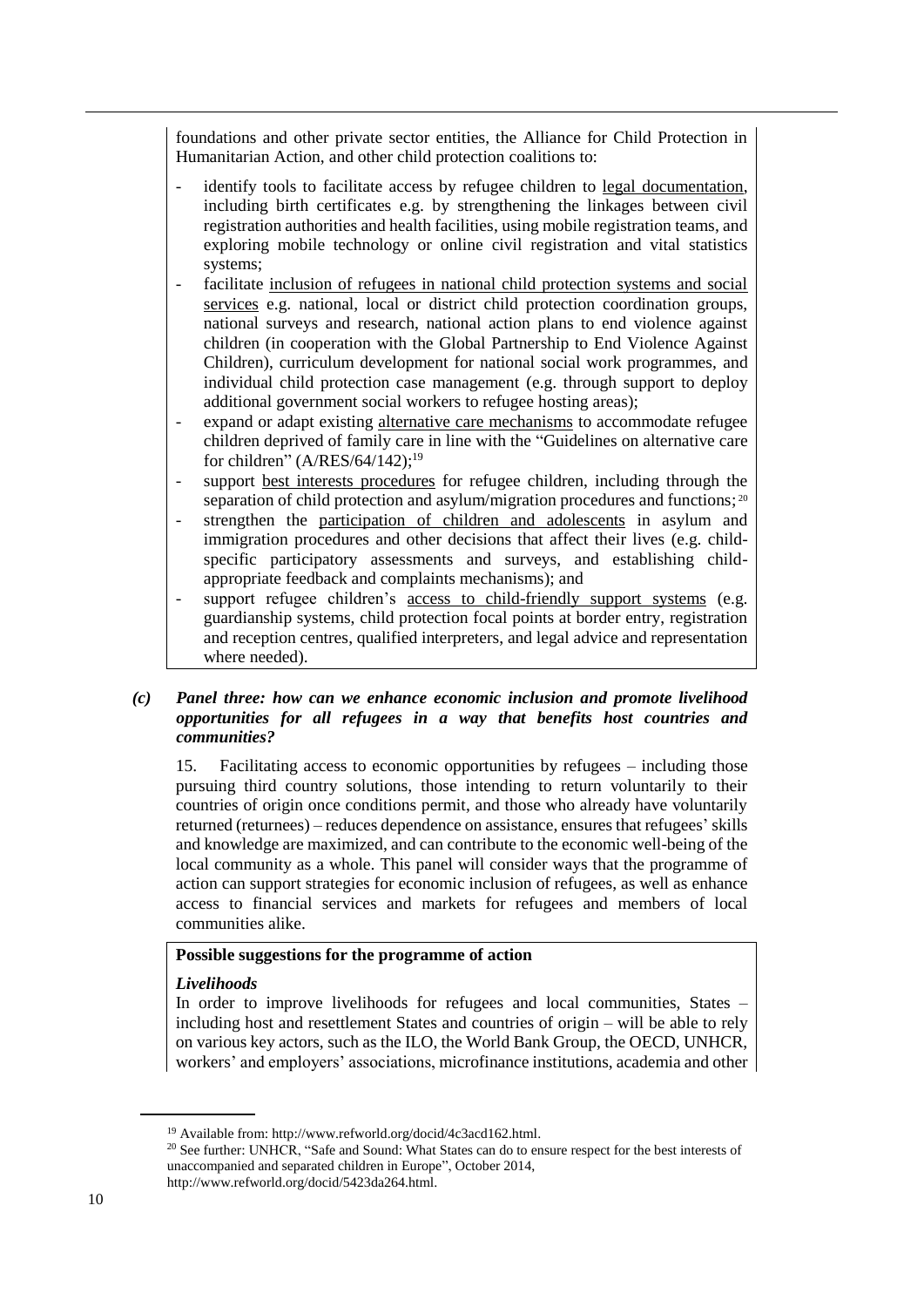foundations and other private sector entities, the Alliance for Child Protection in Humanitarian Action, and other child protection coalitions to:

- identify tools to facilitate access by refugee children to legal documentation, including birth certificates e.g. by strengthening the linkages between civil registration authorities and health facilities, using mobile registration teams, and exploring mobile technology or online civil registration and vital statistics systems;
- facilitate inclusion of refugees in national child protection systems and social services e.g. national, local or district child protection coordination groups, national surveys and research, national action plans to end violence against children (in cooperation with the Global Partnership to End Violence Against Children), curriculum development for national social work programmes, and individual child protection case management (e.g. through support to deploy additional government social workers to refugee hosting areas);
- expand or adapt existing alternative care mechanisms to accommodate refugee children deprived of family care in line with the "Guidelines on alternative care for children" (A/RES/64/142);[19]
- support best interests procedures for refugee children, including through the separation of child protection and asylum/migration procedures and functions;[20]
- strengthen the participation of children and adolescents in asylum and immigration procedures and other decisions that affect their lives (e.g. child-specific participatory assessments and surveys, and establishing child-appropriate feedback and complaints mechanisms); and
- support refugee children's access to child-friendly support systems (e.g. guardianship systems, child protection focal points at border entry, registration and reception centres, qualified interpreters, and legal advice and representation where needed).

### *(c) Panel three: how can we enhance economic inclusion and promote livelihood opportunities for all refugees in a way that benefits host countries and communities?*

15. Facilitating access to economic opportunities by refugees – including those pursuing third country solutions, those intending to return voluntarily to their countries of origin once conditions permit, and those who already have voluntarily returned (returnees) – reduces dependence on assistance, ensures that refugees' skills and knowledge are maximized, and can contribute to the economic well-being of the local community as a whole. This panel will consider ways that the programme of action can support strategies for economic inclusion of refugees, as well as enhance access to financial services and markets for refugees and members of local communities alike.

**Possible suggestions for the programme of action**

***Livelihoods***

In order to improve livelihoods for refugees and local communities, States – including host and resettlement States and countries of origin – will be able to rely on various key actors, such as the ILO, the World Bank Group, the OECD, UNHCR, workers' and employers' associations, microfinance institutions, academia and other

---

[19] Available from: http://www.refworld.org/docid/4c3acd162.html.

[20] See further: UNHCR, "Safe and Sound: What States can do to ensure respect for the best interests of unaccompanied and separated children in Europe", October 2014, http://www.refworld.org/docid/5423da264.html.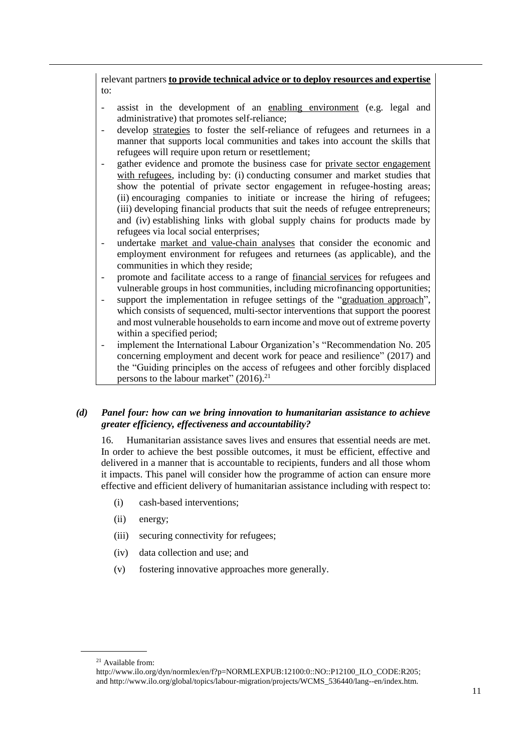relevant partners **to provide technical advice or to deploy resources and expertise** to:

- assist in the development of an enabling environment (e.g. legal and administrative) that promotes self-reliance;
- develop strategies to foster the self-reliance of refugees and returnees in a manner that supports local communities and takes into account the skills that refugees will require upon return or resettlement;
- gather evidence and promote the business case for private sector engagement with refugees, including by: (i) conducting consumer and market studies that show the potential of private sector engagement in refugee-hosting areas; (ii) encouraging companies to initiate or increase the hiring of refugees; (iii) developing financial products that suit the needs of refugee entrepreneurs; and (iv) establishing links with global supply chains for products made by refugees via local social enterprises;
- undertake market and value-chain analyses that consider the economic and employment environment for refugees and returnees (as applicable), and the communities in which they reside;
- promote and facilitate access to a range of financial services for refugees and vulnerable groups in host communities, including microfinancing opportunities;
- support the implementation in refugee settings of the "graduation approach", which consists of sequenced, multi-sector interventions that support the poorest and most vulnerable households to earn income and move out of extreme poverty within a specified period;
- implement the International Labour Organization's "Recommendation No. 205 concerning employment and decent work for peace and resilience" (2017) and the "Guiding principles on the access of refugees and other forcibly displaced persons to the labour market" (2016).[21]

### *(d) Panel four: how can we bring innovation to humanitarian assistance to achieve greater efficiency, effectiveness and accountability?*

16. Humanitarian assistance saves lives and ensures that essential needs are met. In order to achieve the best possible outcomes, it must be efficient, effective and delivered in a manner that is accountable to recipients, funders and all those whom it impacts. This panel will consider how the programme of action can ensure more effective and efficient delivery of humanitarian assistance including with respect to:

(i) cash-based interventions;

(ii) energy;

(iii) securing connectivity for refugees;

(iv) data collection and use; and

(v) fostering innovative approaches more generally.

[21] Available from: http://www.ilo.org/dyn/normlex/en/f?p=NORMLEXPUB:12100:0::NO::P12100_ILO_CODE:R205; and http://www.ilo.org/global/topics/labour-migration/projects/WCMS_536440/lang--en/index.htm.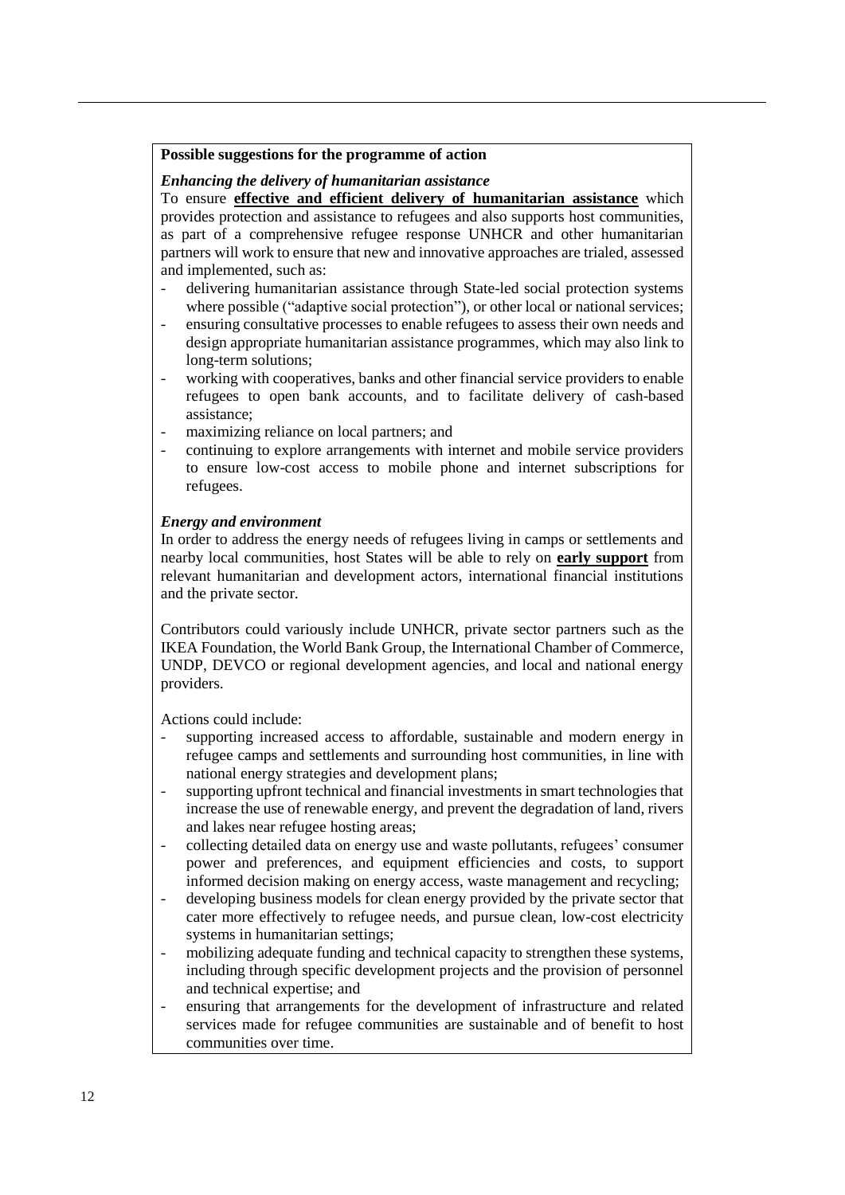**Possible suggestions for the programme of action**

***Enhancing the delivery of humanitarian assistance***

To ensure **effective and efficient delivery of humanitarian assistance** which provides protection and assistance to refugees and also supports host communities, as part of a comprehensive refugee response UNHCR and other humanitarian partners will work to ensure that new and innovative approaches are trialed, assessed and implemented, such as:

- delivering humanitarian assistance through State-led social protection systems where possible ("adaptive social protection"), or other local or national services;
- ensuring consultative processes to enable refugees to assess their own needs and design appropriate humanitarian assistance programmes, which may also link to long-term solutions;
- working with cooperatives, banks and other financial service providers to enable refugees to open bank accounts, and to facilitate delivery of cash-based assistance;
- maximizing reliance on local partners; and
- continuing to explore arrangements with internet and mobile service providers to ensure low-cost access to mobile phone and internet subscriptions for refugees.

***Energy and environment***

In order to address the energy needs of refugees living in camps or settlements and nearby local communities, host States will be able to rely on **early support** from relevant humanitarian and development actors, international financial institutions and the private sector.

Contributors could variously include UNHCR, private sector partners such as the IKEA Foundation, the World Bank Group, the International Chamber of Commerce, UNDP, DEVCO or regional development agencies, and local and national energy providers.

Actions could include:

- supporting increased access to affordable, sustainable and modern energy in refugee camps and settlements and surrounding host communities, in line with national energy strategies and development plans;
- supporting upfront technical and financial investments in smart technologies that increase the use of renewable energy, and prevent the degradation of land, rivers and lakes near refugee hosting areas;
- collecting detailed data on energy use and waste pollutants, refugees' consumer power and preferences, and equipment efficiencies and costs, to support informed decision making on energy access, waste management and recycling;
- developing business models for clean energy provided by the private sector that cater more effectively to refugee needs, and pursue clean, low-cost electricity systems in humanitarian settings;
- mobilizing adequate funding and technical capacity to strengthen these systems, including through specific development projects and the provision of personnel and technical expertise; and
- ensuring that arrangements for the development of infrastructure and related services made for refugee communities are sustainable and of benefit to host communities over time.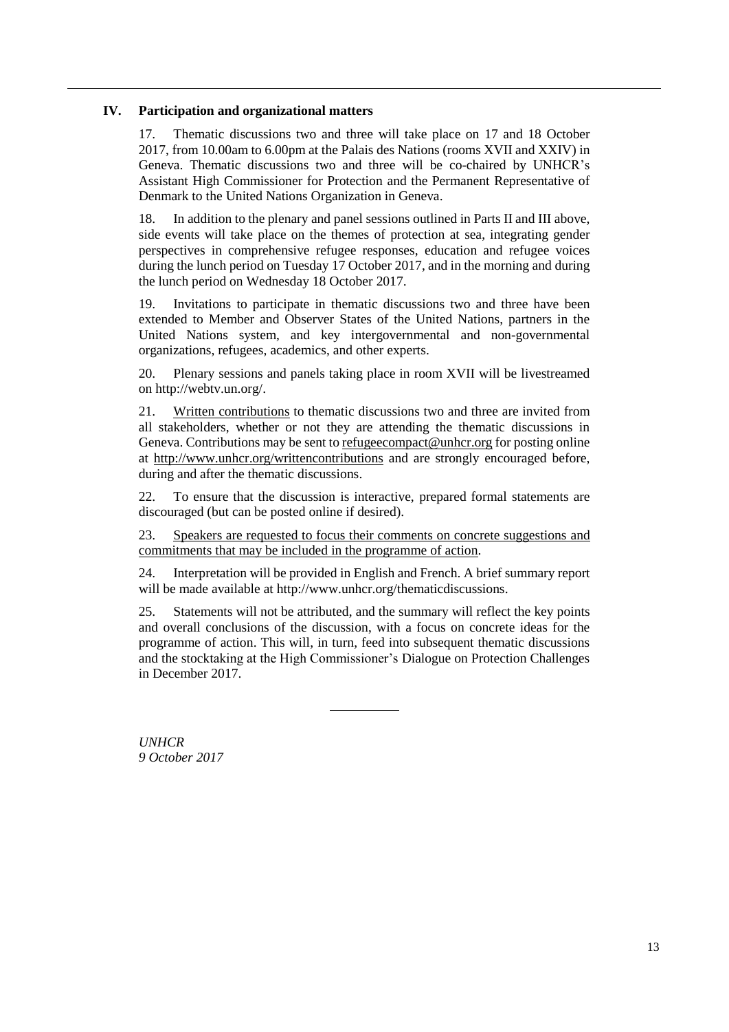## IV. Participation and organizational matters

17. Thematic discussions two and three will take place on 17 and 18 October 2017, from 10.00am to 6.00pm at the Palais des Nations (rooms XVII and XXIV) in Geneva. Thematic discussions two and three will be co-chaired by UNHCR's Assistant High Commissioner for Protection and the Permanent Representative of Denmark to the United Nations Organization in Geneva.

18. In addition to the plenary and panel sessions outlined in Parts II and III above, side events will take place on the themes of protection at sea, integrating gender perspectives in comprehensive refugee responses, education and refugee voices during the lunch period on Tuesday 17 October 2017, and in the morning and during the lunch period on Wednesday 18 October 2017.

19. Invitations to participate in thematic discussions two and three have been extended to Member and Observer States of the United Nations, partners in the United Nations system, and key intergovernmental and non-governmental organizations, refugees, academics, and other experts.

20. Plenary sessions and panels taking place in room XVII will be livestreamed on http://webtv.un.org/.

21. Written contributions to thematic discussions two and three are invited from all stakeholders, whether or not they are attending the thematic discussions in Geneva. Contributions may be sent to refugeecompact@unhcr.org for posting online at http://www.unhcr.org/writtencontributions and are strongly encouraged before, during and after the thematic discussions.

22. To ensure that the discussion is interactive, prepared formal statements are discouraged (but can be posted online if desired).

23. Speakers are requested to focus their comments on concrete suggestions and commitments that may be included in the programme of action.

24. Interpretation will be provided in English and French. A brief summary report will be made available at http://www.unhcr.org/thematicdiscussions.

25. Statements will not be attributed, and the summary will reflect the key points and overall conclusions of the discussion, with a focus on concrete ideas for the programme of action. This will, in turn, feed into subsequent thematic discussions and the stocktaking at the High Commissioner's Dialogue on Protection Challenges in December 2017.

---

*UNHCR*
*9 October 2017*